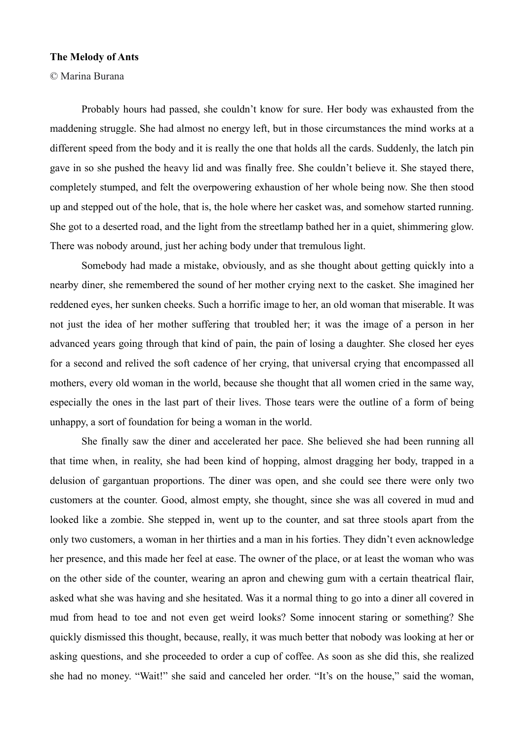**The Melody of Ants**

© Marina Burana

Probably hours had passed, she couldn't know for sure. Her body was exhausted from the maddening struggle. She had almost no energy left, but in those circumstances the mind works at a different speed from the body and it is really the one that holds all the cards. Suddenly, the latch pin gave in so she pushed the heavy lid and was finally free. She couldn't believe it. She stayed there, completely stumped, and felt the overpowering exhaustion of her whole being now. She then stood up and stepped out of the hole, that is, the hole where her casket was, and somehow started running. She got to a deserted road, and the light from the streetlamp bathed her in a quiet, shimmering glow. There was nobody around, just her aching body under that tremulous light.

Somebody had made a mistake, obviously, and as she thought about getting quickly into a nearby diner, she remembered the sound of her mother crying next to the casket. She imagined her reddened eyes, her sunken cheeks. Such a horrific image to her, an old woman that miserable. It was not just the idea of her mother suffering that troubled her; it was the image of a person in her advanced years going through that kind of pain, the pain of losing a daughter. She closed her eyes for a second and relived the soft cadence of her crying, that universal crying that encompassed all mothers, every old woman in the world, because she thought that all women cried in the same way, especially the ones in the last part of their lives. Those tears were the outline of a form of being unhappy, a sort of foundation for being a woman in the world.

She finally saw the diner and accelerated her pace. She believed she had been running all that time when, in reality, she had been kind of hopping, almost dragging her body, trapped in a delusion of gargantuan proportions. The diner was open, and she could see there were only two customers at the counter. Good, almost empty, she thought, since she was all covered in mud and looked like a zombie. She stepped in, went up to the counter, and sat three stools apart from the only two customers, a woman in her thirties and a man in his forties. They didn't even acknowledge her presence, and this made her feel at ease. The owner of the place, or at least the woman who was on the other side of the counter, wearing an apron and chewing gum with a certain theatrical flair, asked what she was having and she hesitated. Was it a normal thing to go into a diner all covered in mud from head to toe and not even get weird looks? Some innocent staring or something? She quickly dismissed this thought, because, really, it was much better that nobody was looking at her or asking questions, and she proceeded to order a cup of coffee. As soon as she did this, she realized she had no money. "Wait!" she said and canceled her order. "It's on the house," said the woman,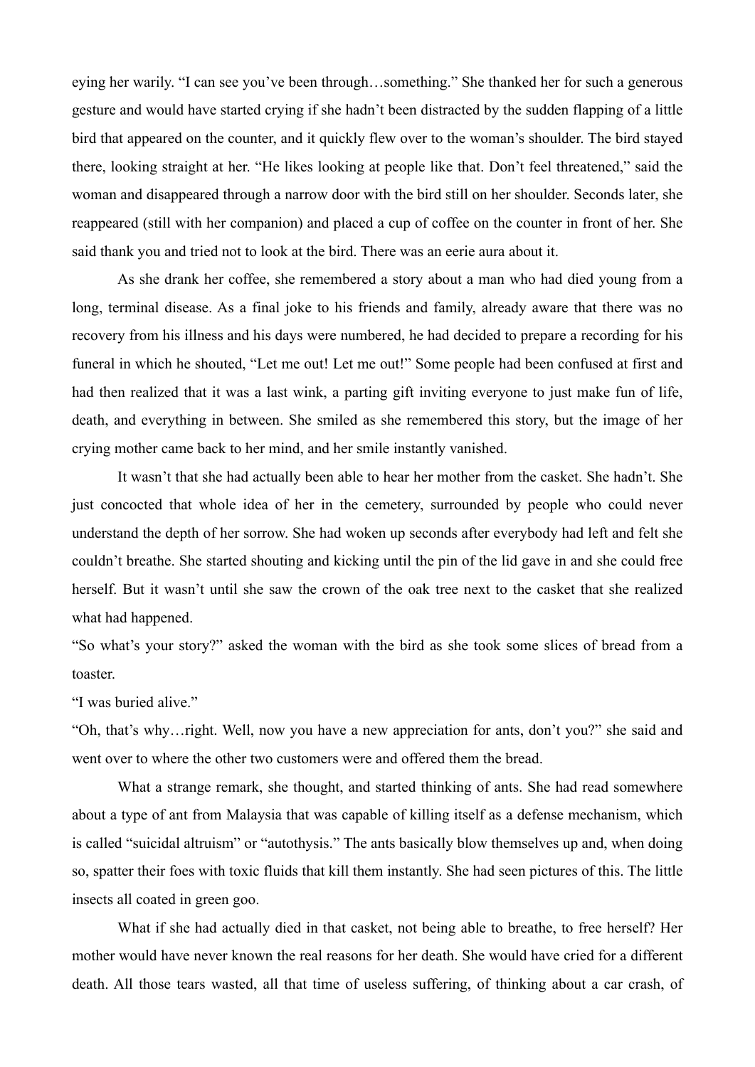eying her warily. “I can see you’ve been through…something.” She thanked her for such a generous gesture and would have started crying if she hadn’t been distracted by the sudden flapping of a little bird that appeared on the counter, and it quickly flew over to the woman’s shoulder. The bird stayed there, looking straight at her. “He likes looking at people like that. Don’t feel threatened,” said the woman and disappeared through a narrow door with the bird still on her shoulder. Seconds later, she reappeared (still with her companion) and placed a cup of coffee on the counter in front of her. She said thank you and tried not to look at the bird. There was an eerie aura about it.

As she drank her coffee, she remembered a story about a man who had died young from a long, terminal disease. As a final joke to his friends and family, already aware that there was no recovery from his illness and his days were numbered, he had decided to prepare a recording for his funeral in which he shouted, “Let me out! Let me out!” Some people had been confused at first and had then realized that it was a last wink, a parting gift inviting everyone to just make fun of life, death, and everything in between. She smiled as she remembered this story, but the image of her crying mother came back to her mind, and her smile instantly vanished.

It wasn’t that she had actually been able to hear her mother from the casket. She hadn’t. She just concocted that whole idea of her in the cemetery, surrounded by people who could never understand the depth of her sorrow. She had woken up seconds after everybody had left and felt she couldn’t breathe. She started shouting and kicking until the pin of the lid gave in and she could free herself. But it wasn’t until she saw the crown of the oak tree next to the casket that she realized what had happened.

“So what’s your story?” asked the woman with the bird as she took some slices of bread from a toaster.

“I was buried alive.”

“Oh, that’s why…right. Well, now you have a new appreciation for ants, don’t you?” she said and went over to where the other two customers were and offered them the bread.

What a strange remark, she thought, and started thinking of ants. She had read somewhere about a type of ant from Malaysia that was capable of killing itself as a defense mechanism, which is called “suicidal altruism” or “autothysis.” The ants basically blow themselves up and, when doing so, spatter their foes with toxic fluids that kill them instantly. She had seen pictures of this. The little insects all coated in green goo.

What if she had actually died in that casket, not being able to breathe, to free herself? Her mother would have never known the real reasons for her death. She would have cried for a different death. All those tears wasted, all that time of useless suffering, of thinking about a car crash, of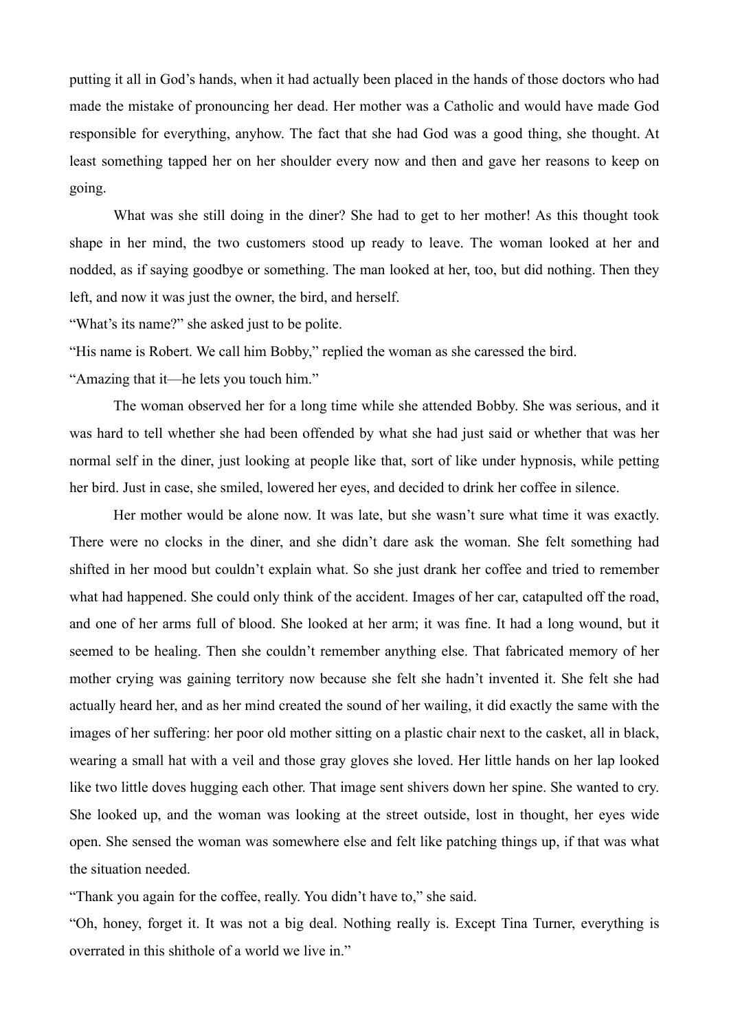putting it all in God's hands, when it had actually been placed in the hands of those doctors who had made the mistake of pronouncing her dead. Her mother was a Catholic and would have made God responsible for everything, anyhow. The fact that she had God was a good thing, she thought. At least something tapped her on her shoulder every now and then and gave her reasons to keep on going.

What was she still doing in the diner? She had to get to her mother! As this thought took shape in her mind, the two customers stood up ready to leave. The woman looked at her and nodded, as if saying goodbye or something. The man looked at her, too, but did nothing. Then they left, and now it was just the owner, the bird, and herself.

"What's its name?" she asked just to be polite.

"His name is Robert. We call him Bobby," replied the woman as she caressed the bird.

"Amazing that it—he lets you touch him."

The woman observed her for a long time while she attended Bobby. She was serious, and it was hard to tell whether she had been offended by what she had just said or whether that was her normal self in the diner, just looking at people like that, sort of like under hypnosis, while petting her bird. Just in case, she smiled, lowered her eyes, and decided to drink her coffee in silence.

Her mother would be alone now. It was late, but she wasn't sure what time it was exactly. There were no clocks in the diner, and she didn't dare ask the woman. She felt something had shifted in her mood but couldn't explain what. So she just drank her coffee and tried to remember what had happened. She could only think of the accident. Images of her car, catapulted off the road, and one of her arms full of blood. She looked at her arm; it was fine. It had a long wound, but it seemed to be healing. Then she couldn't remember anything else. That fabricated memory of her mother crying was gaining territory now because she felt she hadn't invented it. She felt she had actually heard her, and as her mind created the sound of her wailing, it did exactly the same with the images of her suffering: her poor old mother sitting on a plastic chair next to the casket, all in black, wearing a small hat with a veil and those gray gloves she loved. Her little hands on her lap looked like two little doves hugging each other. That image sent shivers down her spine. She wanted to cry. She looked up, and the woman was looking at the street outside, lost in thought, her eyes wide open. She sensed the woman was somewhere else and felt like patching things up, if that was what the situation needed.

"Thank you again for the coffee, really. You didn't have to," she said.

"Oh, honey, forget it. It was not a big deal. Nothing really is. Except Tina Turner, everything is overrated in this shithole of a world we live in."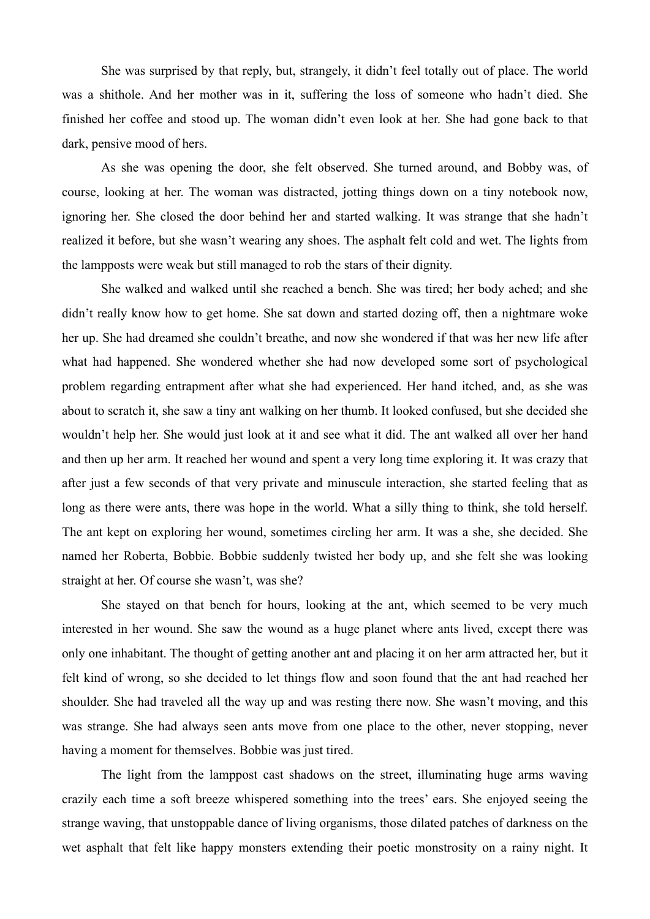She was surprised by that reply, but, strangely, it didn't feel totally out of place. The world was a shithole. And her mother was in it, suffering the loss of someone who hadn't died. She finished her coffee and stood up. The woman didn't even look at her. She had gone back to that dark, pensive mood of hers.

As she was opening the door, she felt observed. She turned around, and Bobby was, of course, looking at her. The woman was distracted, jotting things down on a tiny notebook now, ignoring her. She closed the door behind her and started walking. It was strange that she hadn't realized it before, but she wasn't wearing any shoes. The asphalt felt cold and wet. The lights from the lampposts were weak but still managed to rob the stars of their dignity.

She walked and walked until she reached a bench. She was tired; her body ached; and she didn't really know how to get home. She sat down and started dozing off, then a nightmare woke her up. She had dreamed she couldn't breathe, and now she wondered if that was her new life after what had happened. She wondered whether she had now developed some sort of psychological problem regarding entrapment after what she had experienced. Her hand itched, and, as she was about to scratch it, she saw a tiny ant walking on her thumb. It looked confused, but she decided she wouldn't help her. She would just look at it and see what it did. The ant walked all over her hand and then up her arm. It reached her wound and spent a very long time exploring it. It was crazy that after just a few seconds of that very private and minuscule interaction, she started feeling that as long as there were ants, there was hope in the world. What a silly thing to think, she told herself. The ant kept on exploring her wound, sometimes circling her arm. It was a she, she decided. She named her Roberta, Bobbie. Bobbie suddenly twisted her body up, and she felt she was looking straight at her. Of course she wasn't, was she?

She stayed on that bench for hours, looking at the ant, which seemed to be very much interested in her wound. She saw the wound as a huge planet where ants lived, except there was only one inhabitant. The thought of getting another ant and placing it on her arm attracted her, but it felt kind of wrong, so she decided to let things flow and soon found that the ant had reached her shoulder. She had traveled all the way up and was resting there now. She wasn't moving, and this was strange. She had always seen ants move from one place to the other, never stopping, never having a moment for themselves. Bobbie was just tired.

The light from the lamppost cast shadows on the street, illuminating huge arms waving crazily each time a soft breeze whispered something into the trees' ears. She enjoyed seeing the strange waving, that unstoppable dance of living organisms, those dilated patches of darkness on the wet asphalt that felt like happy monsters extending their poetic monstrosity on a rainy night. It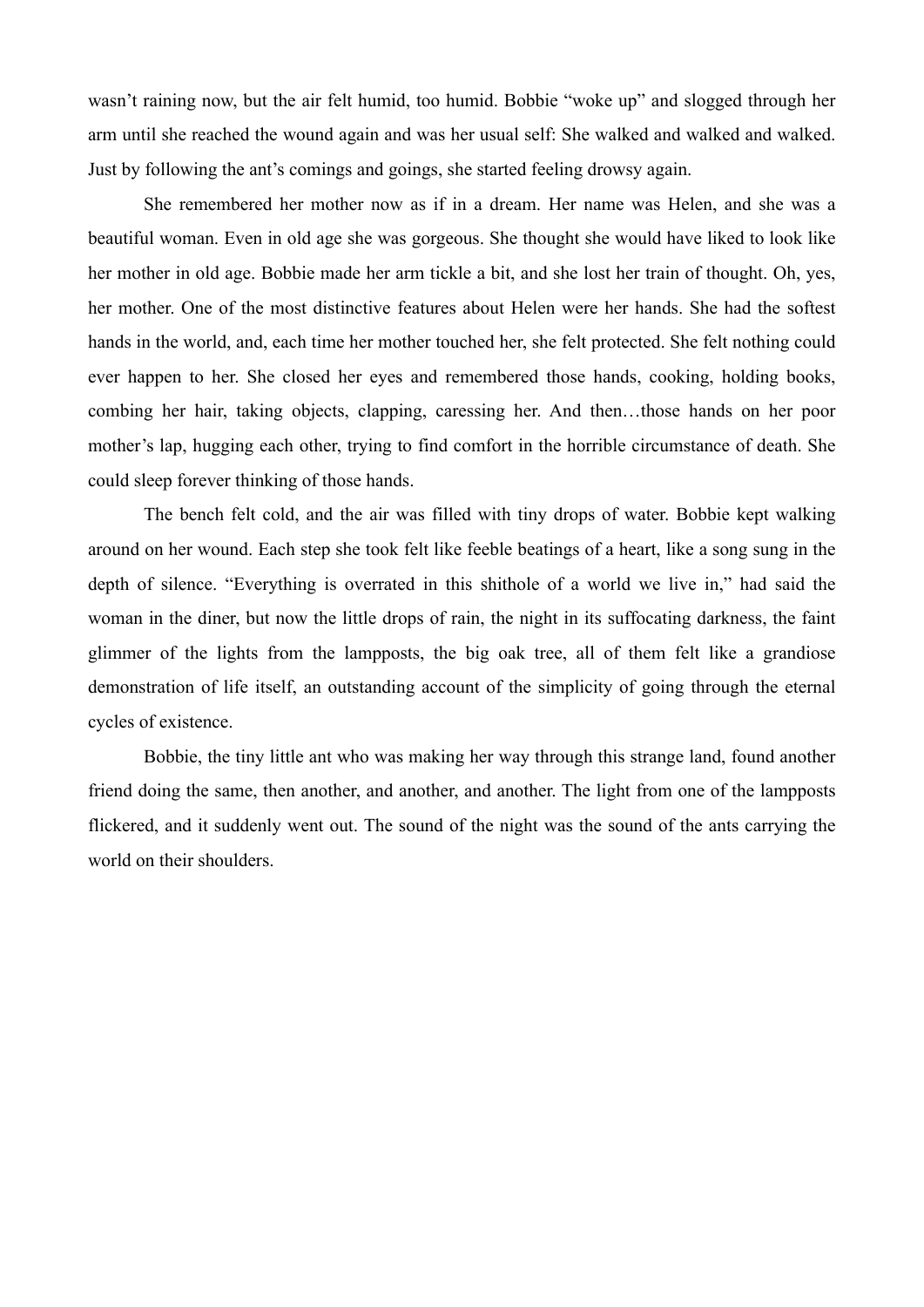wasn’t raining now, but the air felt humid, too humid. Bobbie “woke up” and slogged through her arm until she reached the wound again and was her usual self: She walked and walked and walked. Just by following the ant’s comings and goings, she started feeling drowsy again.

She remembered her mother now as if in a dream. Her name was Helen, and she was a beautiful woman. Even in old age she was gorgeous. She thought she would have liked to look like her mother in old age. Bobbie made her arm tickle a bit, and she lost her train of thought. Oh, yes, her mother. One of the most distinctive features about Helen were her hands. She had the softest hands in the world, and, each time her mother touched her, she felt protected. She felt nothing could ever happen to her. She closed her eyes and remembered those hands, cooking, holding books, combing her hair, taking objects, clapping, caressing her. And then…those hands on her poor mother’s lap, hugging each other, trying to find comfort in the horrible circumstance of death. She could sleep forever thinking of those hands.

The bench felt cold, and the air was filled with tiny drops of water. Bobbie kept walking around on her wound. Each step she took felt like feeble beatings of a heart, like a song sung in the depth of silence. “Everything is overrated in this shithole of a world we live in,” had said the woman in the diner, but now the little drops of rain, the night in its suffocating darkness, the faint glimmer of the lights from the lampposts, the big oak tree, all of them felt like a grandiose demonstration of life itself, an outstanding account of the simplicity of going through the eternal cycles of existence.

Bobbie, the tiny little ant who was making her way through this strange land, found another friend doing the same, then another, and another, and another. The light from one of the lampposts flickered, and it suddenly went out. The sound of the night was the sound of the ants carrying the world on their shoulders.